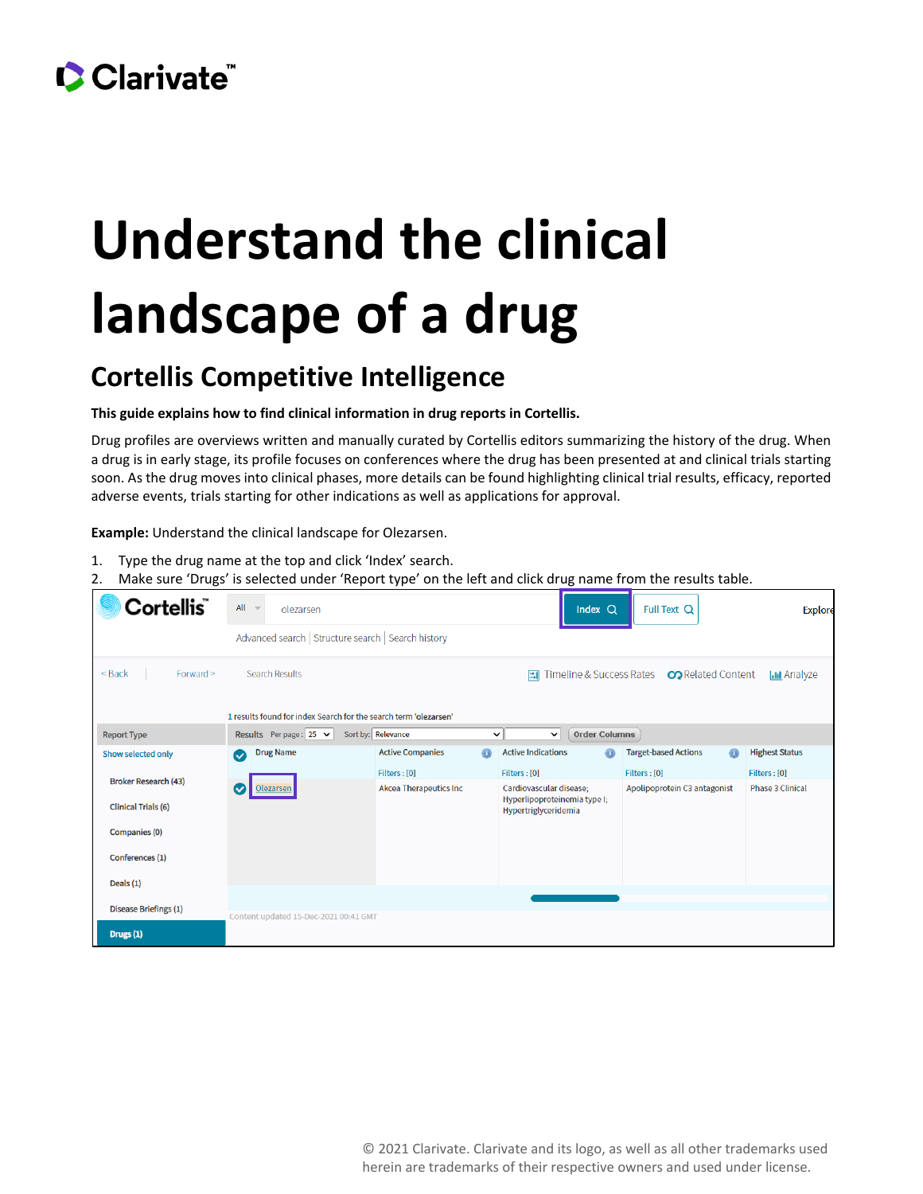# Understand the clinical landscape of a drug

## Cortellis Competitive Intelligence

**This guide explains how to find clinical information in drug reports in Cortellis.**

Drug profiles are overviews written and manually curated by Cortellis editors summarizing the history of the drug. When a drug is in early stage, its profile focuses on conferences where the drug has been presented at and clinical trials starting soon. As the drug moves into clinical phases, more details can be found highlighting clinical trial results, efficacy, reported adverse events, trials starting for other indications as well as applications for approval.

**Example:** Understand the clinical landscape for Olezarsen.

1. Type the drug name at the top and click 'Index' search.
2. Make sure 'Drugs' is selected under 'Report type' on the left and click drug name from the results table.

© 2021 Clarivate. Clarivate and its logo, as well as all other trademarks used herein are trademarks of their respective owners and used under license.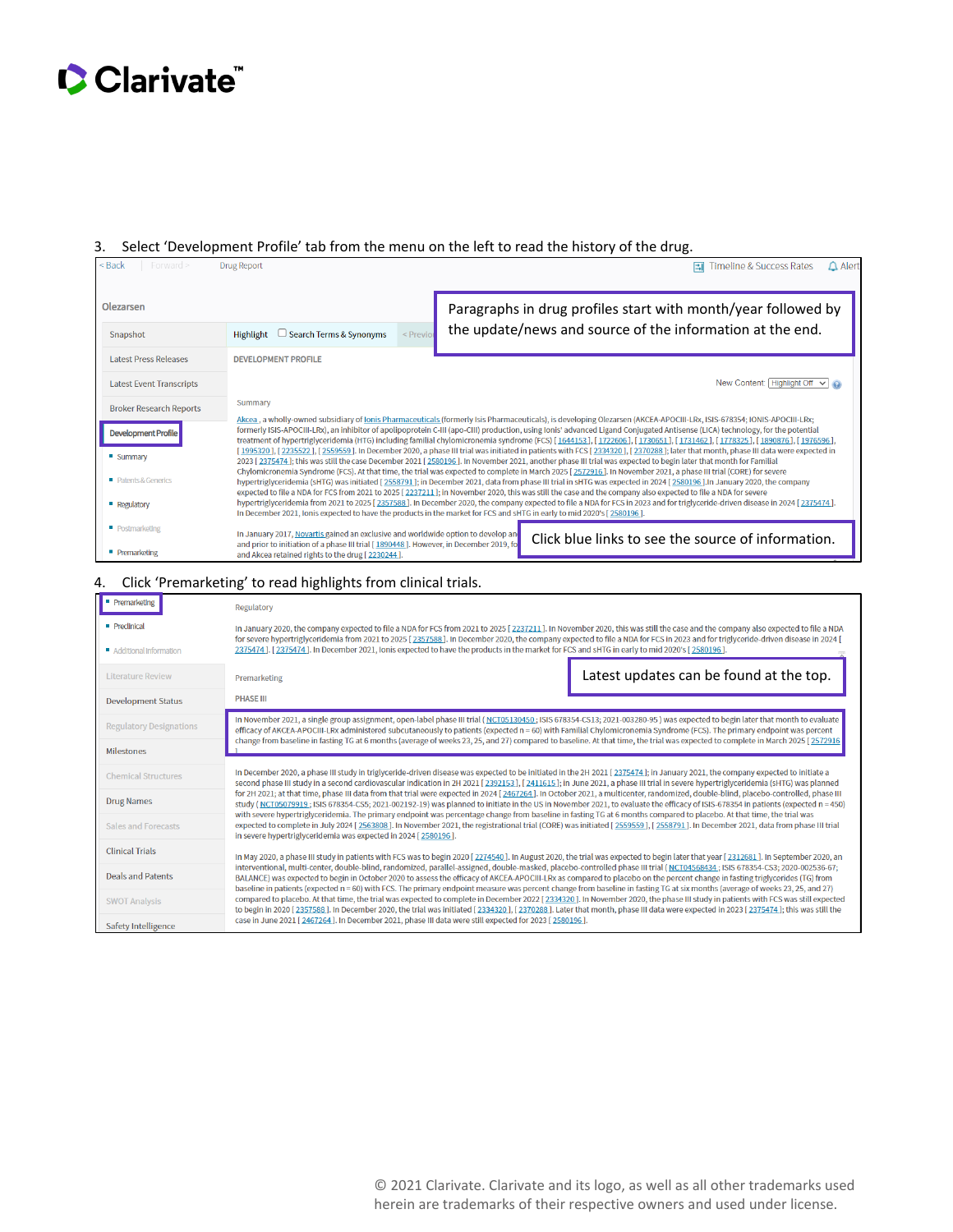3. Select 'Development Profile' tab from the menu on the left to read the history of the drug.

< Back | Forward > Drug Report — Timeline & Success Rates — Alert

Olezarsen

- Snapshot
- Latest Press Releases
- Latest Event Transcripts
- Broker Research Reports
- **Development Profile**
  - Summary
  - Patents & Generics
  - Regulatory
  - Postmarketing
  - Premarketing

Highlight — Search Terms & Synonyms — < Previous

> Paragraphs in drug profiles start with month/year followed by the update/news and source of the information at the end.

DEVELOPMENT PROFILE

New Content: Highlight Off

Summary

Akcea, a wholly-owned subsidiary of Ionis Pharmaceuticals (formerly Isis Pharmaceuticals), is developing Olezarsen (AKCEA-APOCIII-LRx, ISIS-678354; IONIS-APOCIII-LRx; formerly ISIS-APOCIII-LRx), an inhibitor of apolipoprotein C-III (apo-CIII) production, using Ionis' advanced Ligand Conjugated Antisense (LICA) technology, for the potential treatment of hypertriglyceridemia (HTG) including familial chylomicronemia syndrome (FCS) [ 1644153 ], [ 1722606 ], [ 1730651 ], [ 1731462 ], [ 1778325 ], [ 1890876 ], [ 1976596 ], [ 1995320 ], [ 2235522 ], [ 2559559 ]. In December 2020, a phase III trial was initiated in patients with FCS [ 2334320 ], [ 2370288 ]; later that month, phase III data were expected in 2023 [ 2375474 ]; this was still the case December 2021 [ 2580196 ]. In November 2021, another phase III trial was expected to begin later that month for Familial Chylomicronemia Syndrome (FCS). At that time, the trial was expected to complete in March 2025 [ 2572916 ]. In November 2021, a phase III trial (CORE) for severe hypertriglyceridemia (sHTG) was initiated [ 2558791 ]; in December 2021, data from phase III trial in sHTG was expected in 2024 [ 2580196 ]. In January 2020, the company expected to file a NDA for FCS from 2021 to 2025 [ 2237211 ]; in November 2020, this was still the case and the company also expected to file a NDA for severe hypertriglyceridemia from 2021 to 2025 [ 2357588 ]. In December 2020, the company expected to file a NDA for FCS in 2023 and for triglyceride-driven disease in 2024 [ 2375474 ]. In December 2021, Ionis expected to have the products in the market for FCS and sHTG in early to mid 2020's [ 2580196 ].

In January 2017, Novartis gained an exclusive and worldwide option to develop an ... and prior to initiation of a phase III trial [ 1890448 ]. However, in December 2019, fo... and Akcea retained rights to the drug [ 2230244 ].

> Click blue links to see the source of information.

4. Click 'Premarketing' to read highlights from clinical trials.

- **Premarketing**
  - Preclinical
  - Additional Information
- Literature Review
- Development Status
- Regulatory Designations
- Milestones
- Chemical Structures
- Drug Names
- Sales and Forecasts
- Clinical Trials
- Deals and Patents
- SWOT Analysis
- Safety Intelligence

Regulatory

In January 2020, the company expected to file a NDA for FCS from 2021 to 2025 [ 2237211 ]. In November 2020, this was still the case and the company also expected to file a NDA for severe hypertriglyceridemia from 2021 to 2025 [ 2357588 ]. In December 2020, the company expected to file a NDA for FCS in 2023 and for triglyceride-driven disease in 2024 [ 2375474 ]. [ 2375474 ]. In December 2021, Ionis expected to have the products in the market for FCS and sHTG in early to mid 2020's [ 2580196 ].

Premarketing

> Latest updates can be found at the top.

PHASE III

In November 2021, a single group assignment, open-label phase III trial ( NCT05130450 ; ISIS 678354-CS13; 2021-003280-95 ) was expected to begin later that month to evaluate efficacy of AKCEA-APOCIII-LRx administered subcutaneously to patients (expected n = 60) with Familial Chylomicronemia Syndrome (FCS). The primary endpoint was percent change from baseline in fasting TG at 6 months (average of weeks 23, 25, and 27) compared to baseline. At that time, the trial was expected to complete in March 2025 [ 2572916 ].

In December 2020, a phase III study in triglyceride-driven disease was expected to be initiated in the 2H 2021 [ 2375474 ]; in January 2021, the company expected to initiate a second phase III study in a second cardiovascular indication in 2H 2021 [ 2392153 ], [ 2411615 ]; In June 2021, a phase III trial in severe hypertriglyceridemia (sHTG) was planned for 2H 2021; at that time, phase III data from that trial were expected in 2024 [ 2467264 ]. In October 2021, a multicenter, randomized, double-blind, placebo-controlled, phase III study ( NCT05079919 ; ISIS 678354-CS5; 2021-002192-19) was planned to initiate in the US in November 2021, to evaluate the efficacy of ISIS-678354 in patients (expected n = 450) with severe hypertriglyceridemia. The primary endpoint was percentage change from baseline in fasting TG at 6 months compared to placebo. At that time, the trial was expected to complete in July 2024 [ 2563808 ]. In November 2021, the registrational trial (CORE) was initiated [ 2559559 ], [ 2558791 ]. In December 2021, data from phase III trial in severe hypertriglyceridemia was expected in 2024 [ 2580196 ].

In May 2020, a phase III study in patients with FCS was to begin by 2020 [ 2274540 ]. In August 2020, the trial was expected to begin later that year [ 2312681 ]. In September 2020, an interventional, multi-center, double-blind, randomized, parallel-assigned, double-masked, placebo-controlled phase III trial ( NCT04568434 ; ISIS 678354-CS3; 2020-002536-67; BALANCE) was expected to begin in October 2020 to assess the efficacy of AKCEA-APOCIII-LRx as compared to placebo on the percent change in fasting triglycerides (TG) from baseline in patients (expected n = 60) with FCS. The primary endpoint measure was percent change from baseline in fasting TG at six months (average of weeks 23, 25, and 27) compared to placebo. At that time, the trial was expected to complete in December 2022 [ 2334320 ]. In November 2020, the phase III study in patients with FCS was still expected to begin in 2020 [ 2357588 ]. In December 2020, the trial was initiated [ 2334320 ], [ 2370288 ]. Later that month, phase III data were expected in 2023 [ 2375474 ]; this was still the case in June 2021 [ 2467264 ]. In December 2021, phase III data were still expected for 2023 [ 2580196 ].

© 2021 Clarivate. Clarivate and its logo, as well as all other trademarks used herein are trademarks of their respective owners and used under license.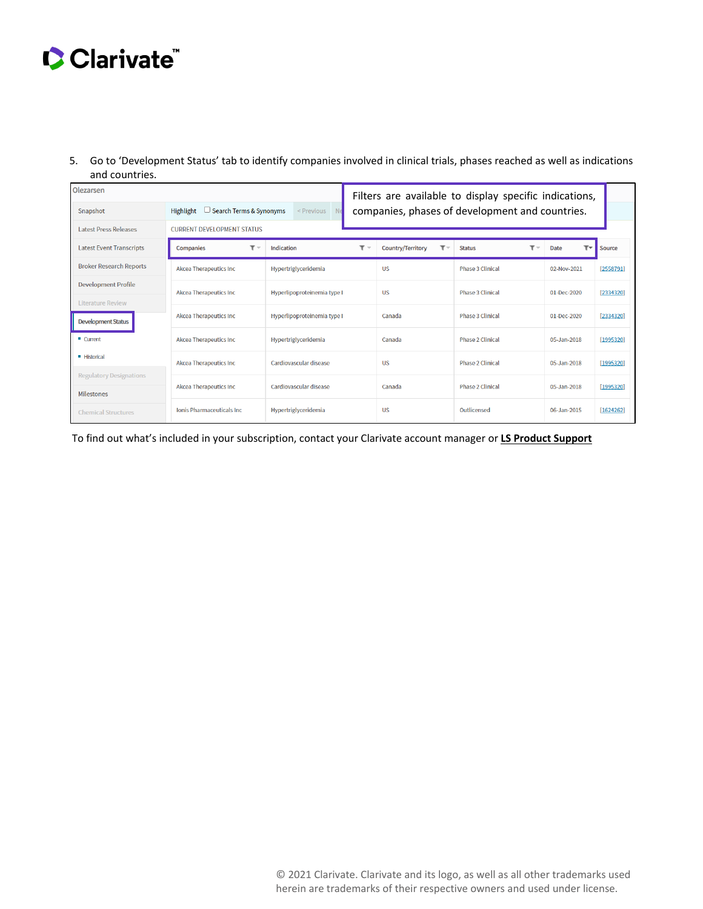5. Go to 'Development Status' tab to identify companies involved in clinical trials, phases reached as well as indications and countries.

Olezarsen

Snapshot

Latest Press Releases

Latest Event Transcripts

Broker Research Reports

Development Profile

Literature Review

Development Status

- Current
- Historical

Regulatory Designations

Milestones

Chemical Structures

Highlight Search Terms & Synonyms < Previous Ne

Filters are available to display specific indications, companies, phases of development and countries.

CURRENT DEVELOPMENT STATUS

| Companies | Indication | Country/Territory | Status | Date | Source |
|---|---|---|---|---|---|
| Akcea Therapeutics Inc | Hypertriglyceridemia | US | Phase 3 Clinical | 02-Nov-2021 | [2558791] |
| Akcea Therapeutics Inc | Hyperlipoproteinemia type I | US | Phase 3 Clinical | 01-Dec-2020 | [2334320] |
| Akcea Therapeutics Inc | Hyperlipoproteinemia type I | Canada | Phase 3 Clinical | 01-Dec-2020 | [2334320] |
| Akcea Therapeutics Inc | Hypertriglyceridemia | Canada | Phase 2 Clinical | 05-Jan-2018 | [1995320] |
| Akcea Therapeutics Inc | Cardiovascular disease | US | Phase 2 Clinical | 05-Jan-2018 | [1995320] |
| Akcea Therapeutics Inc | Cardiovascular disease | Canada | Phase 2 Clinical | 05-Jan-2018 | [1995320] |
| Ionis Pharmaceuticals Inc | Hypertriglyceridemia | US | Outlicensed | 06-Jan-2015 | [1624262] |

To find out what's included in your subscription, contact your Clarivate account manager or **LS Product Support**

© 2021 Clarivate. Clarivate and its logo, as well as all other trademarks used herein are trademarks of their respective owners and used under license.